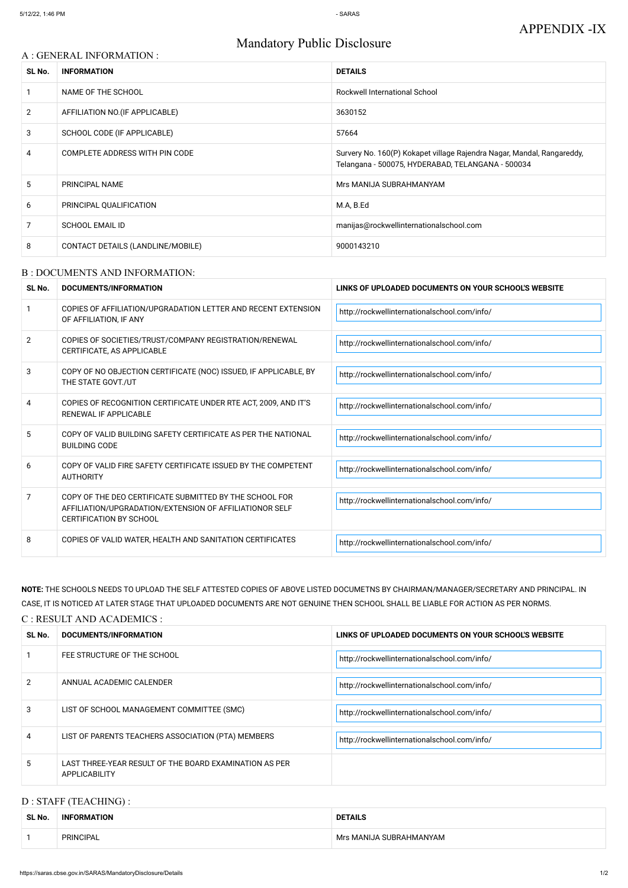APPENDIX -IX

# Mandatory Public Disclosure

## A : GENERAL INFORMATION :

| SL No. | INFORMATION | DETAILS |
|---|---|---|
| 1 | NAME OF THE SCHOOL | Rockwell International School |
| 2 | AFFILIATION NO.(IF APPLICABLE) | 3630152 |
| 3 | SCHOOL CODE (IF APPLICABLE) | 57664 |
| 4 | COMPLETE ADDRESS WITH PIN CODE | Survery No. 160(P) Kokapet village Rajendra Nagar, Mandal, Rangareddy, Telangana - 500075, HYDERABAD, TELANGANA - 500034 |
| 5 | PRINCIPAL NAME | Mrs MANIJA SUBRAHMANYAM |
| 6 | PRINCIPAL QUALIFICATION | M.A, B.Ed |
| 7 | SCHOOL EMAIL ID | manijas@rockwellinternationalschool.com |
| 8 | CONTACT DETAILS (LANDLINE/MOBILE) | 9000143210 |

## B : DOCUMENTS AND INFORMATION:

| SL No. | DOCUMENTS/INFORMATION | LINKS OF UPLOADED DOCUMENTS ON YOUR SCHOOL'S WEBSITE |
|---|---|---|
| 1 | COPIES OF AFFILIATION/UPGRADATION LETTER AND RECENT EXTENSION OF AFFILIATION, IF ANY | http://rockwellinternationalschool.com/info/ |
| 2 | COPIES OF SOCIETIES/TRUST/COMPANY REGISTRATION/RENEWAL CERTIFICATE, AS APPLICABLE | http://rockwellinternationalschool.com/info/ |
| 3 | COPY OF NO OBJECTION CERTIFICATE (NOC) ISSUED, IF APPLICABLE, BY THE STATE GOVT./UT | http://rockwellinternationalschool.com/info/ |
| 4 | COPIES OF RECOGNITION CERTIFICATE UNDER RTE ACT, 2009, AND IT'S RENEWAL IF APPLICABLE | http://rockwellinternationalschool.com/info/ |
| 5 | COPY OF VALID BUILDING SAFETY CERTIFICATE AS PER THE NATIONAL BUILDING CODE | http://rockwellinternationalschool.com/info/ |
| 6 | COPY OF VALID FIRE SAFETY CERTIFICATE ISSUED BY THE COMPETENT AUTHORITY | http://rockwellinternationalschool.com/info/ |
| 7 | COPY OF THE DEO CERTIFICATE SUBMITTED BY THE SCHOOL FOR AFFILIATION/UPGRADATION/EXTENSION OF AFFILIATIONOR SELF CERTIFICATION BY SCHOOL | http://rockwellinternationalschool.com/info/ |
| 8 | COPIES OF VALID WATER, HEALTH AND SANITATION CERTIFICATES | http://rockwellinternationalschool.com/info/ |

**NOTE:** THE SCHOOLS NEEDS TO UPLOAD THE SELF ATTESTED COPIES OF ABOVE LISTED DOCUMETNS BY CHAIRMAN/MANAGER/SECRETARY AND PRINCIPAL. IN CASE, IT IS NOTICED AT LATER STAGE THAT UPLOADED DOCUMENTS ARE NOT GENUINE THEN SCHOOL SHALL BE LIABLE FOR ACTION AS PER NORMS.

## C : RESULT AND ACADEMICS :

| SL No. | DOCUMENTS/INFORMATION | LINKS OF UPLOADED DOCUMENTS ON YOUR SCHOOL'S WEBSITE |
|---|---|---|
| 1 | FEE STRUCTURE OF THE SCHOOL | http://rockwellinternationalschool.com/info/ |
| 2 | ANNUAL ACADEMIC CALENDER | http://rockwellinternationalschool.com/info/ |
| 3 | LIST OF SCHOOL MANAGEMENT COMMITTEE (SMC) | http://rockwellinternationalschool.com/info/ |
| 4 | LIST OF PARENTS TEACHERS ASSOCIATION (PTA) MEMBERS | http://rockwellinternationalschool.com/info/ |
| 5 | LAST THREE-YEAR RESULT OF THE BOARD EXAMINATION AS PER APPLICABILITY | |

## D : STAFF (TEACHING) :

| SL No. | INFORMATION | DETAILS |
|---|---|---|
| 1 | PRINCIPAL | Mrs MANIJA SUBRAHMANYAM |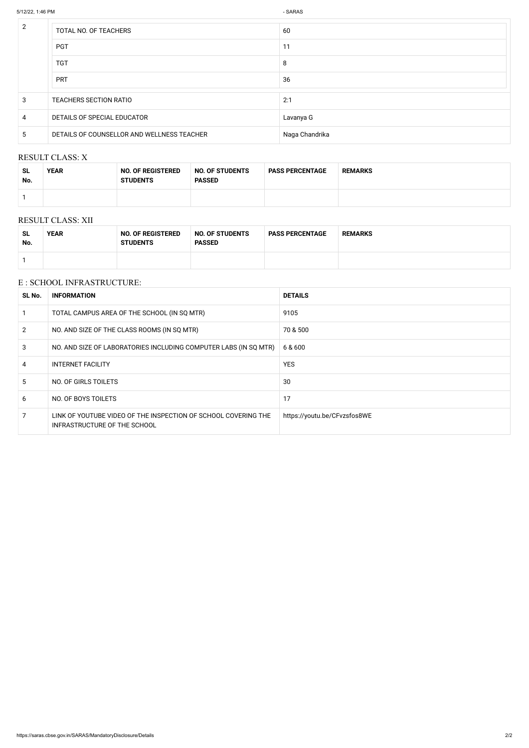| | | |
|---|---|---|
| 2 | TOTAL NO. OF TEACHERS | 60 |
| | PGT | 11 |
| | TGT | 8 |
| | PRT | 36 |
| 3 | TEACHERS SECTION RATIO | 2:1 |
| 4 | DETAILS OF SPECIAL EDUCATOR | Lavanya G |
| 5 | DETAILS OF COUNSELLOR AND WELLNESS TEACHER | Naga Chandrika |

## RESULT CLASS: X

| SL No. | YEAR | NO. OF REGISTERED STUDENTS | NO. OF STUDENTS PASSED | PASS PERCENTAGE | REMARKS |
|---|---|---|---|---|---|
| 1 | | | | | |

## RESULT CLASS: XII

| SL No. | YEAR | NO. OF REGISTERED STUDENTS | NO. OF STUDENTS PASSED | PASS PERCENTAGE | REMARKS |
|---|---|---|---|---|---|
| 1 | | | | | |

## E : SCHOOL INFRASTRUCTURE:

| SL No. | INFORMATION | DETAILS |
|---|---|---|
| 1 | TOTAL CAMPUS AREA OF THE SCHOOL (IN SQ MTR) | 9105 |
| 2 | NO. AND SIZE OF THE CLASS ROOMS (IN SQ MTR) | 70 & 500 |
| 3 | NO. AND SIZE OF LABORATORIES INCLUDING COMPUTER LABS (IN SQ MTR) | 6 & 600 |
| 4 | INTERNET FACILITY | YES |
| 5 | NO. OF GIRLS TOILETS | 30 |
| 6 | NO. OF BOYS TOILETS | 17 |
| 7 | LINK OF YOUTUBE VIDEO OF THE INSPECTION OF SCHOOL COVERING THE INFRASTRUCTURE OF THE SCHOOL | https://youtu.be/CFvzsfos8WE |